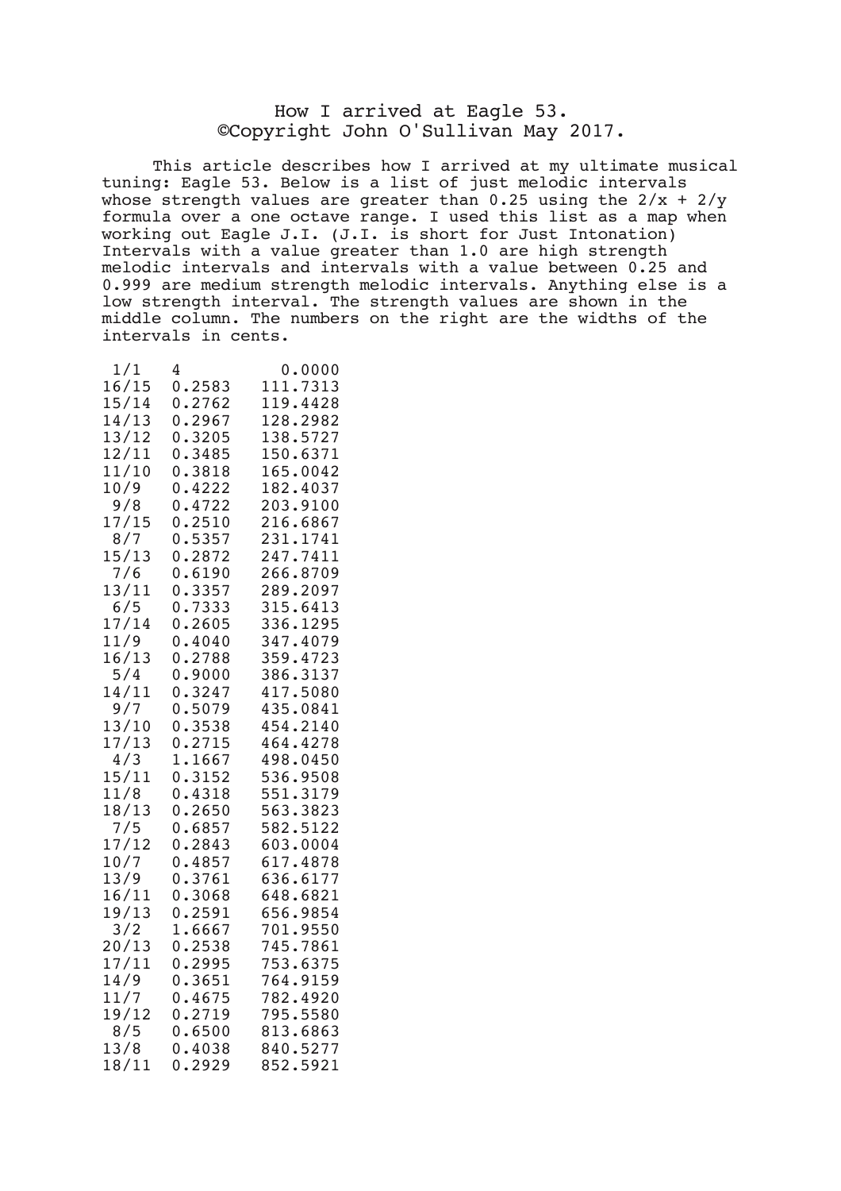# How I arrived at Eagle 53.
## ©Copyright John O'Sullivan May 2017.

This article describes how I arrived at my ultimate musical tuning: Eagle 53. Below is a list of just melodic intervals whose strength values are greater than 0.25 using the 2/x + 2/y formula over a one octave range. I used this list as a map when working out Eagle J.I. (J.I. is short for Just Intonation) Intervals with a value greater than 1.0 are high strength melodic intervals and intervals with a value between 0.25 and 0.999 are medium strength melodic intervals. Anything else is a low strength interval. The strength values are shown in the middle column. The numbers on the right are the widths of the intervals in cents.

| Interval | Strength | Cents |
|---|---|---|
| 1/1 | 4 | 0.0000 |
| 16/15 | 0.2583 | 111.7313 |
| 15/14 | 0.2762 | 119.4428 |
| 14/13 | 0.2967 | 128.2982 |
| 13/12 | 0.3205 | 138.5727 |
| 12/11 | 0.3485 | 150.6371 |
| 11/10 | 0.3818 | 165.0042 |
| 10/9 | 0.4222 | 182.4037 |
| 9/8 | 0.4722 | 203.9100 |
| 17/15 | 0.2510 | 216.6867 |
| 8/7 | 0.5357 | 231.1741 |
| 15/13 | 0.2872 | 247.7411 |
| 7/6 | 0.6190 | 266.8709 |
| 13/11 | 0.3357 | 289.2097 |
| 6/5 | 0.7333 | 315.6413 |
| 17/14 | 0.2605 | 336.1295 |
| 11/9 | 0.4040 | 347.4079 |
| 16/13 | 0.2788 | 359.4723 |
| 5/4 | 0.9000 | 386.3137 |
| 14/11 | 0.3247 | 417.5080 |
| 9/7 | 0.5079 | 435.0841 |
| 13/10 | 0.3538 | 454.2140 |
| 17/13 | 0.2715 | 464.4278 |
| 4/3 | 1.1667 | 498.0450 |
| 15/11 | 0.3152 | 536.9508 |
| 11/8 | 0.4318 | 551.3179 |
| 18/13 | 0.2650 | 563.3823 |
| 7/5 | 0.6857 | 582.5122 |
| 17/12 | 0.2843 | 603.0004 |
| 10/7 | 0.4857 | 617.4878 |
| 13/9 | 0.3761 | 636.6177 |
| 16/11 | 0.3068 | 648.6821 |
| 19/13 | 0.2591 | 656.9854 |
| 3/2 | 1.6667 | 701.9550 |
| 20/13 | 0.2538 | 745.7861 |
| 17/11 | 0.2995 | 753.6375 |
| 14/9 | 0.3651 | 764.9159 |
| 11/7 | 0.4675 | 782.4920 |
| 19/12 | 0.2719 | 795.5580 |
| 8/5 | 0.6500 | 813.6863 |
| 13/8 | 0.4038 | 840.5277 |
| 18/11 | 0.2929 | 852.5921 |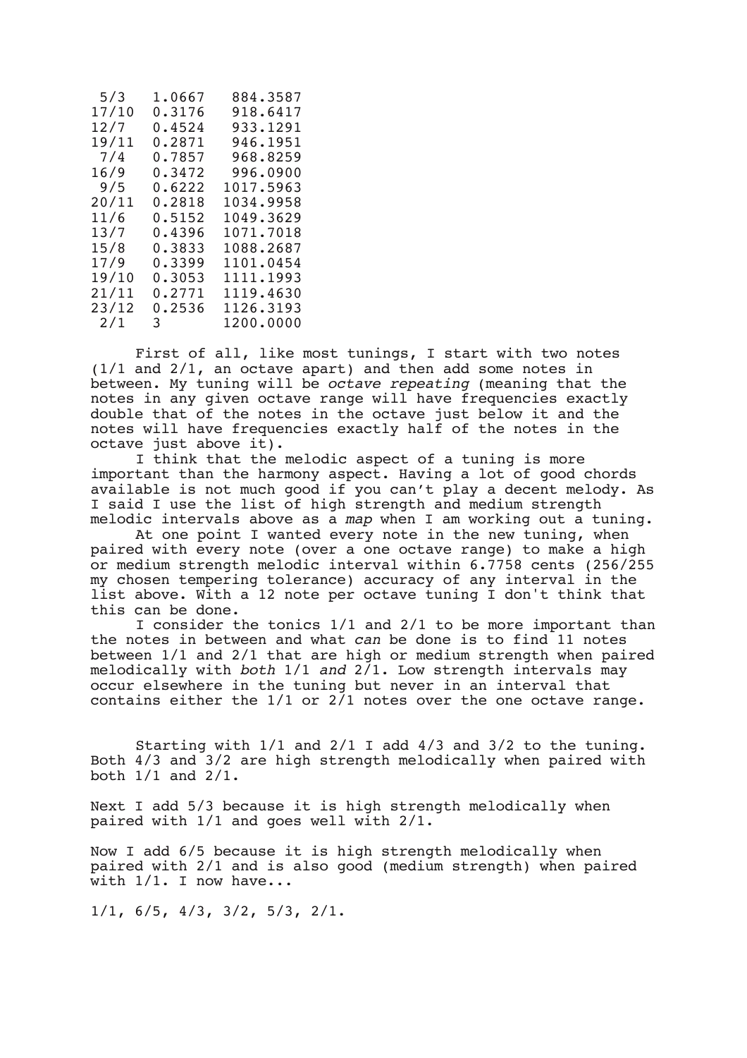| | | |
|---|---|---|
| 5/3 | 1.0667 | 884.3587 |
| 17/10 | 0.3176 | 918.6417 |
| 12/7 | 0.4524 | 933.1291 |
| 19/11 | 0.2871 | 946.1951 |
| 7/4 | 0.7857 | 968.8259 |
| 16/9 | 0.3472 | 996.0900 |
| 9/5 | 0.6222 | 1017.5963 |
| 20/11 | 0.2818 | 1034.9958 |
| 11/6 | 0.5152 | 1049.3629 |
| 13/7 | 0.4396 | 1071.7018 |
| 15/8 | 0.3833 | 1088.2687 |
| 17/9 | 0.3399 | 1101.0454 |
| 19/10 | 0.3053 | 1111.1993 |
| 21/11 | 0.2771 | 1119.4630 |
| 23/12 | 0.2536 | 1126.3193 |
| 2/1 | 3 | 1200.0000 |

First of all, like most tunings, I start with two notes (1/1 and 2/1, an octave apart) and then add some notes in between. My tuning will be *octave repeating* (meaning that the notes in any given octave range will have frequencies exactly double that of the notes in the octave just below it and the notes will have frequencies exactly half of the notes in the octave just above it).

I think that the melodic aspect of a tuning is more important than the harmony aspect. Having a lot of good chords available is not much good if you can't play a decent melody. As I said I use the list of high strength and medium strength melodic intervals above as a *map* when I am working out a tuning.

At one point I wanted every note in the new tuning, when paired with every note (over a one octave range) to make a high or medium strength melodic interval within 6.7758 cents (256/255 my chosen tempering tolerance) accuracy of any interval in the list above. With a 12 note per octave tuning I don't think that this can be done.

I consider the tonics 1/1 and 2/1 to be more important than the notes in between and what *can* be done is to find 11 notes between 1/1 and 2/1 that are high or medium strength when paired melodically with *both* 1/1 *and* 2/1. Low strength intervals may occur elsewhere in the tuning but never in an interval that contains either the 1/1 or 2/1 notes over the one octave range.

Starting with 1/1 and 2/1 I add 4/3 and 3/2 to the tuning. Both 4/3 and 3/2 are high strength melodically when paired with both 1/1 and 2/1.

Next I add 5/3 because it is high strength melodically when paired with 1/1 and goes well with 2/1.

Now I add 6/5 because it is high strength melodically when paired with 2/1 and is also good (medium strength) when paired with 1/1. I now have...

1/1, 6/5, 4/3, 3/2, 5/3, 2/1.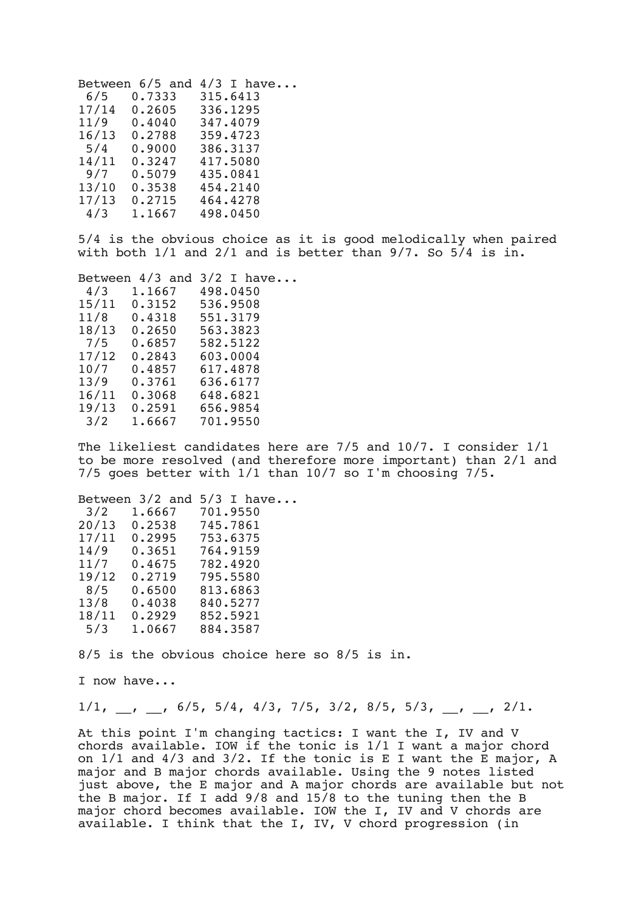Between 6/5 and 4/3 I have...

| | | |
|---|---|---|
| 6/5 | 0.7333 | 315.6413 |
| 17/14 | 0.2605 | 336.1295 |
| 11/9 | 0.4040 | 347.4079 |
| 16/13 | 0.2788 | 359.4723 |
| 5/4 | 0.9000 | 386.3137 |
| 14/11 | 0.3247 | 417.5080 |
| 9/7 | 0.5079 | 435.0841 |
| 13/10 | 0.3538 | 454.2140 |
| 17/13 | 0.2715 | 464.4278 |
| 4/3 | 1.1667 | 498.0450 |

5/4 is the obvious choice as it is good melodically when paired with both 1/1 and 2/1 and is better than 9/7. So 5/4 is in.

Between 4/3 and 3/2 I have...

| | | |
|---|---|---|
| 4/3 | 1.1667 | 498.0450 |
| 15/11 | 0.3152 | 536.9508 |
| 11/8 | 0.4318 | 551.3179 |
| 18/13 | 0.2650 | 563.3823 |
| 7/5 | 0.6857 | 582.5122 |
| 17/12 | 0.2843 | 603.0004 |
| 10/7 | 0.4857 | 617.4878 |
| 13/9 | 0.3761 | 636.6177 |
| 16/11 | 0.3068 | 648.6821 |
| 19/13 | 0.2591 | 656.9854 |
| 3/2 | 1.6667 | 701.9550 |

The likeliest candidates here are 7/5 and 10/7. I consider 1/1 to be more resolved (and therefore more important) than 2/1 and 7/5 goes better with 1/1 than 10/7 so I'm choosing 7/5.

Between 3/2 and 5/3 I have...

| | | |
|---|---|---|
| 3/2 | 1.6667 | 701.9550 |
| 20/13 | 0.2538 | 745.7861 |
| 17/11 | 0.2995 | 753.6375 |
| 14/9 | 0.3651 | 764.9159 |
| 11/7 | 0.4675 | 782.4920 |
| 19/12 | 0.2719 | 795.5580 |
| 8/5 | 0.6500 | 813.6863 |
| 13/8 | 0.4038 | 840.5277 |
| 18/11 | 0.2929 | 852.5921 |
| 5/3 | 1.0667 | 884.3587 |

8/5 is the obvious choice here so 8/5 is in.

I now have...

1/1, __, __, 6/5, 5/4, 4/3, 7/5, 3/2, 8/5, 5/3, __, __, 2/1.

At this point I'm changing tactics: I want the I, IV and V chords available. IOW if the tonic is 1/1 I want a major chord on 1/1 and 4/3 and 3/2. If the tonic is E I want the E major, A major and B major chords available. Using the 9 notes listed just above, the E major and A major chords are available but not the B major. If I add 9/8 and 15/8 to the tuning then the B major chord becomes available. IOW the I, IV and V chords are available. I think that the I, IV, V chord progression (in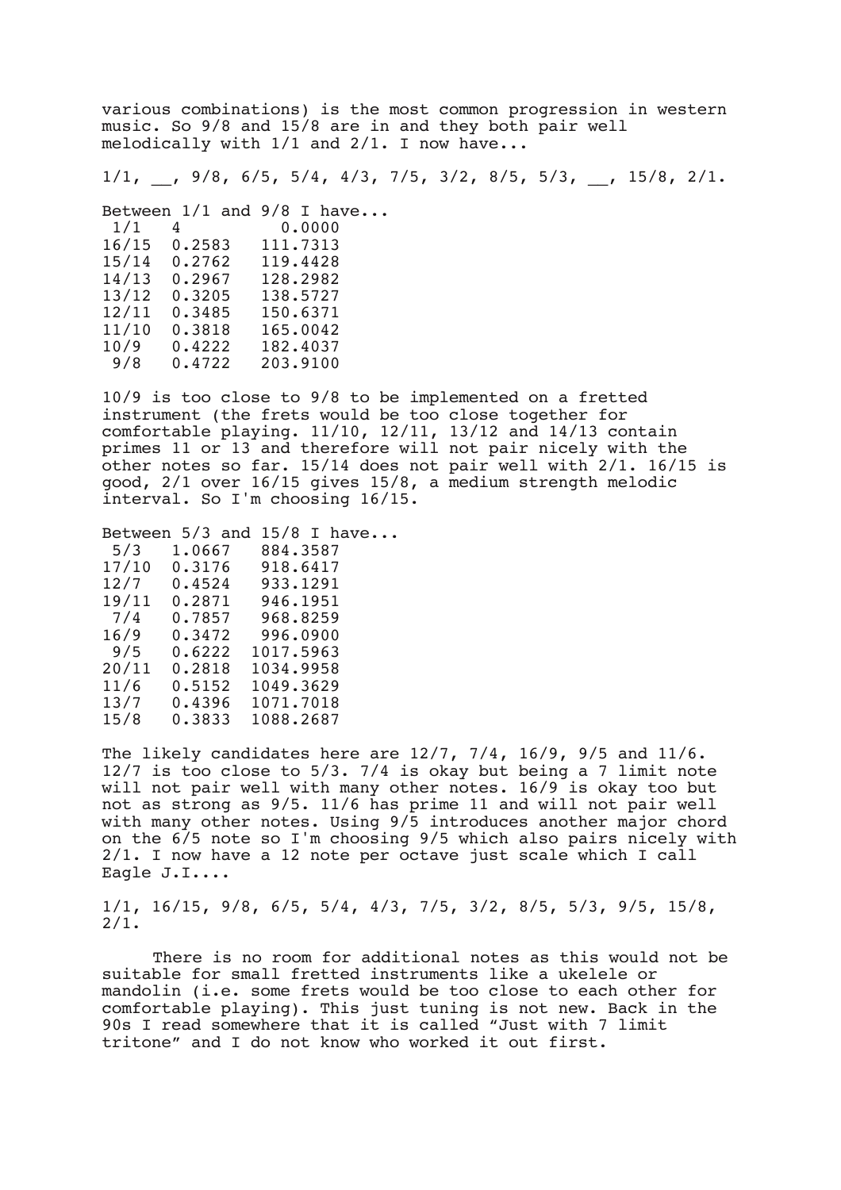various combinations) is the most common progression in western music. So 9/8 and 15/8 are in and they both pair well melodically with 1/1 and 2/1. I now have...

1/1, __, 9/8, 6/5, 5/4, 4/3, 7/5, 3/2, 8/5, 5/3, __, 15/8, 2/1.

Between 1/1 and 9/8 I have...

```
 1/1   4           0.0000
16/15  0.2583   111.7313
15/14  0.2762   119.4428
14/13  0.2967   128.2982
13/12  0.3205   138.5727
12/11  0.3485   150.6371
11/10  0.3818   165.0042
10/9   0.4222   182.4037
 9/8   0.4722   203.9100
```

10/9 is too close to 9/8 to be implemented on a fretted instrument (the frets would be too close together for comfortable playing. 11/10, 12/11, 13/12 and 14/13 contain primes 11 or 13 and therefore will not pair nicely with the other notes so far. 15/14 does not pair well with 2/1. 16/15 is good, 2/1 over 16/15 gives 15/8, a medium strength melodic interval. So I'm choosing 16/15.

Between 5/3 and 15/8 I have...

```
 5/3   1.0667   884.3587
17/10  0.3176   918.6417
12/7   0.4524   933.1291
19/11  0.2871   946.1951
 7/4   0.7857   968.8259
16/9   0.3472   996.0900
 9/5   0.6222  1017.5963
20/11  0.2818  1034.9958
11/6   0.5152  1049.3629
13/7   0.4396  1071.7018
15/8   0.3833  1088.2687
```

The likely candidates here are 12/7, 7/4, 16/9, 9/5 and 11/6. 12/7 is too close to 5/3. 7/4 is okay but being a 7 limit note will not pair well with many other notes. 16/9 is okay too but not as strong as 9/5. 11/6 has prime 11 and will not pair well with many other notes. Using 9/5 introduces another major chord on the 6/5 note so I'm choosing 9/5 which also pairs nicely with 2/1. I now have a 12 note per octave just scale which I call Eagle J.I....

1/1, 16/15, 9/8, 6/5, 5/4, 4/3, 7/5, 3/2, 8/5, 5/3, 9/5, 15/8, 2/1.

There is no room for additional notes as this would not be suitable for small fretted instruments like a ukelele or mandolin (i.e. some frets would be too close to each other for comfortable playing). This just tuning is not new. Back in the 90s I read somewhere that it is called “Just with 7 limit tritone” and I do not know who worked it out first.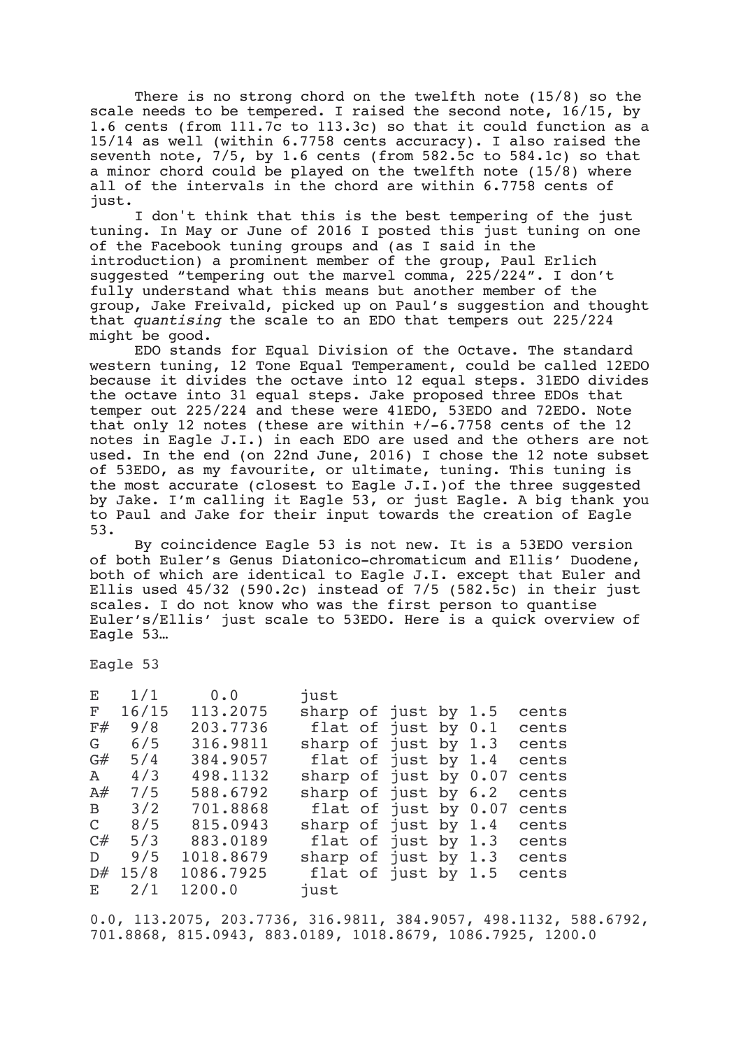There is no strong chord on the twelfth note (15/8) so the scale needs to be tempered. I raised the second note, 16/15, by 1.6 cents (from 111.7c to 113.3c) so that it could function as a 15/14 as well (within 6.7758 cents accuracy). I also raised the seventh note, 7/5, by 1.6 cents (from 582.5c to 584.1c) so that a minor chord could be played on the twelfth note (15/8) where all of the intervals in the chord are within 6.7758 cents of just.

I don't think that this is the best tempering of the just tuning. In May or June of 2016 I posted this just tuning on one of the Facebook tuning groups and (as I said in the introduction) a prominent member of the group, Paul Erlich suggested "tempering out the marvel comma, 225/224". I don't fully understand what this means but another member of the group, Jake Freivald, picked up on Paul's suggestion and thought that *quantising* the scale to an EDO that tempers out 225/224 might be good.

EDO stands for Equal Division of the Octave. The standard western tuning, 12 Tone Equal Temperament, could be called 12EDO because it divides the octave into 12 equal steps. 31EDO divides the octave into 31 equal steps. Jake proposed three EDOs that temper out 225/224 and these were 41EDO, 53EDO and 72EDO. Note that only 12 notes (these are within +/-6.7758 cents of the 12 notes in Eagle J.I.) in each EDO are used and the others are not used. In the end (on 22nd June, 2016) I chose the 12 note subset of 53EDO, as my favourite, or ultimate, tuning. This tuning is the most accurate (closest to Eagle J.I.)of the three suggested by Jake. I'm calling it Eagle 53, or just Eagle. A big thank you to Paul and Jake for their input towards the creation of Eagle 53.

By coincidence Eagle 53 is not new. It is a 53EDO version of both Euler's Genus Diatonico-chromaticum and Ellis' Duodene, both of which are identical to Eagle J.I. except that Euler and Ellis used 45/32 (590.2c) instead of 7/5 (582.5c) in their just scales. I do not know who was the first person to quantise Euler's/Ellis' just scale to 53EDO. Here is a quick overview of Eagle 53…

Eagle 53

| Note | Ratio | Cents | Deviation |
|---|---|---|---|
| E | 1/1 | 0.0 | just |
| F | 16/15 | 113.2075 | sharp of just by 1.5 cents |
| F# | 9/8 | 203.7736 | flat of just by 0.1 cents |
| G | 6/5 | 316.9811 | sharp of just by 1.3 cents |
| G# | 5/4 | 384.9057 | flat of just by 1.4 cents |
| A | 4/3 | 498.1132 | sharp of just by 0.07 cents |
| A# | 7/5 | 588.6792 | sharp of just by 6.2 cents |
| B | 3/2 | 701.8868 | flat of just by 0.07 cents |
| C | 8/5 | 815.0943 | sharp of just by 1.4 cents |
| C# | 5/3 | 883.0189 | flat of just by 1.3 cents |
| D | 9/5 | 1018.8679 | sharp of just by 1.3 cents |
| D# | 15/8 | 1086.7925 | flat of just by 1.5 cents |
| E | 2/1 | 1200.0 | just |

0.0, 113.2075, 203.7736, 316.9811, 384.9057, 498.1132, 588.6792, 701.8868, 815.0943, 883.0189, 1018.8679, 1086.7925, 1200.0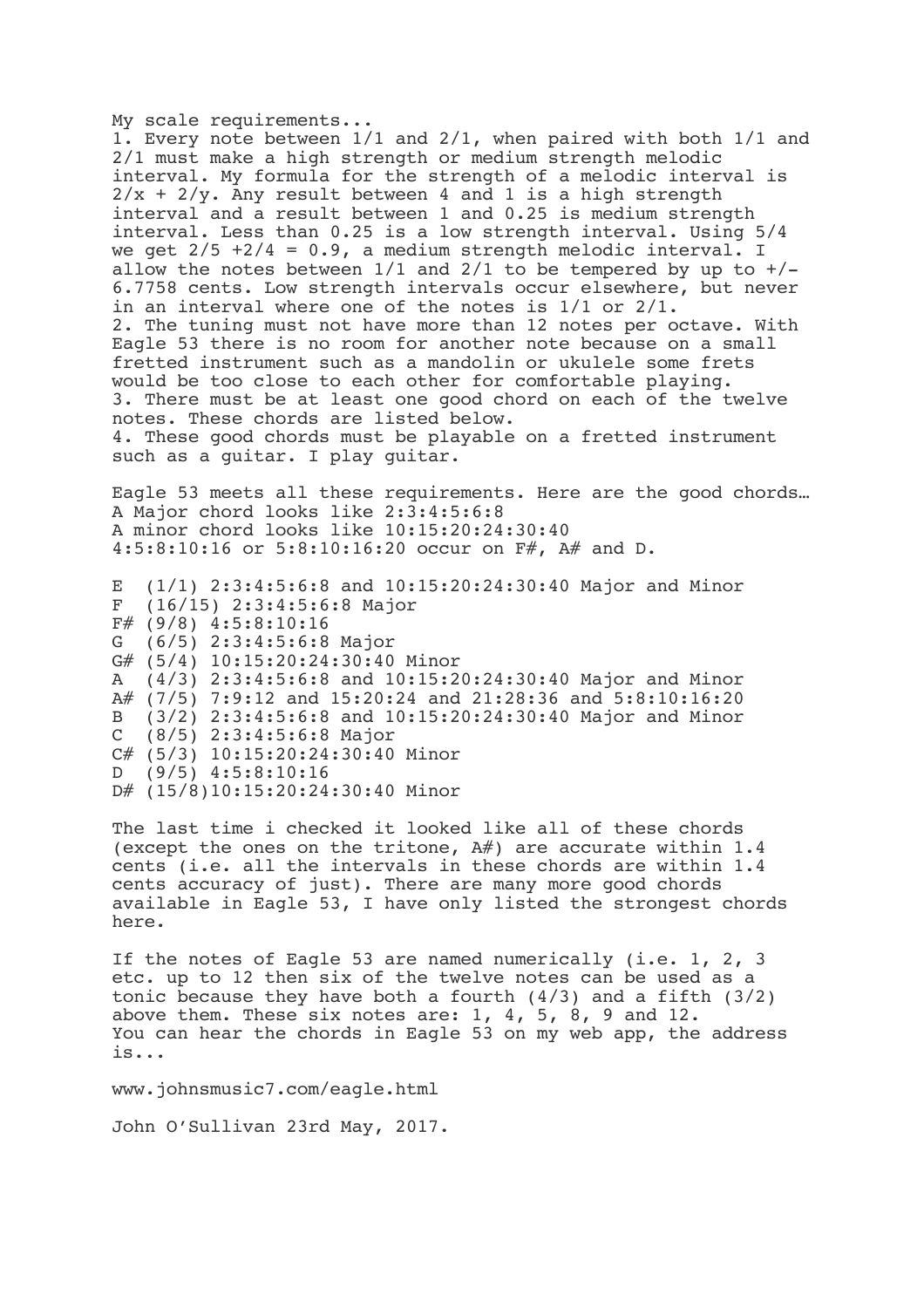My scale requirements...

1. Every note between 1/1 and 2/1, when paired with both 1/1 and 2/1 must make a high strength or medium strength melodic interval. My formula for the strength of a melodic interval is $2/x + 2/y$. Any result between 4 and 1 is a high strength interval and a result between 1 and 0.25 is medium strength interval. Less than 0.25 is a low strength interval. Using 5/4 we get $2/5 + 2/4 = 0.9$, a medium strength melodic interval. I allow the notes between 1/1 and 2/1 to be tempered by up to +/- 6.7758 cents. Low strength intervals occur elsewhere, but never in an interval where one of the notes is 1/1 or 2/1.
2. The tuning must not have more than 12 notes per octave. With Eagle 53 there is no room for another note because on a small fretted instrument such as a mandolin or ukulele some frets would be too close to each other for comfortable playing.
3. There must be at least one good chord on each of the twelve notes. These chords are listed below.
4. These good chords must be playable on a fretted instrument such as a guitar. I play guitar.

Eagle 53 meets all these requirements. Here are the good chords…
A Major chord looks like 2:3:4:5:6:8
A minor chord looks like 10:15:20:24:30:40
4:5:8:10:16 or 5:8:10:16:20 occur on F#, A# and D.

```
E  (1/1) 2:3:4:5:6:8 and 10:15:20:24:30:40 Major and Minor
F  (16/15) 2:3:4:5:6:8 Major
F# (9/8) 4:5:8:10:16
G  (6/5) 2:3:4:5:6:8 Major
G# (5/4) 10:15:20:24:30:40 Minor
A  (4/3) 2:3:4:5:6:8 and 10:15:20:24:30:40 Major and Minor
A# (7/5) 7:9:12 and 15:20:24 and 21:28:36 and 5:8:10:16:20
B  (3/2) 2:3:4:5:6:8 and 10:15:20:24:30:40 Major and Minor
C  (8/5) 2:3:4:5:6:8 Major
C# (5/3) 10:15:20:24:30:40 Minor
D  (9/5) 4:5:8:10:16
D# (15/8)10:15:20:24:30:40 Minor
```

The last time i checked it looked like all of these chords (except the ones on the tritone, A#) are accurate within 1.4 cents (i.e. all the intervals in these chords are within 1.4 cents accuracy of just). There are many more good chords available in Eagle 53, I have only listed the strongest chords here.

If the notes of Eagle 53 are named numerically (i.e. 1, 2, 3 etc. up to 12 then six of the twelve notes can be used as a tonic because they have both a fourth (4/3) and a fifth (3/2) above them. These six notes are: 1, 4, 5, 8, 9 and 12.
You can hear the chords in Eagle 53 on my web app, the address is...

www.johnsmusic7.com/eagle.html

John O'Sullivan 23rd May, 2017.